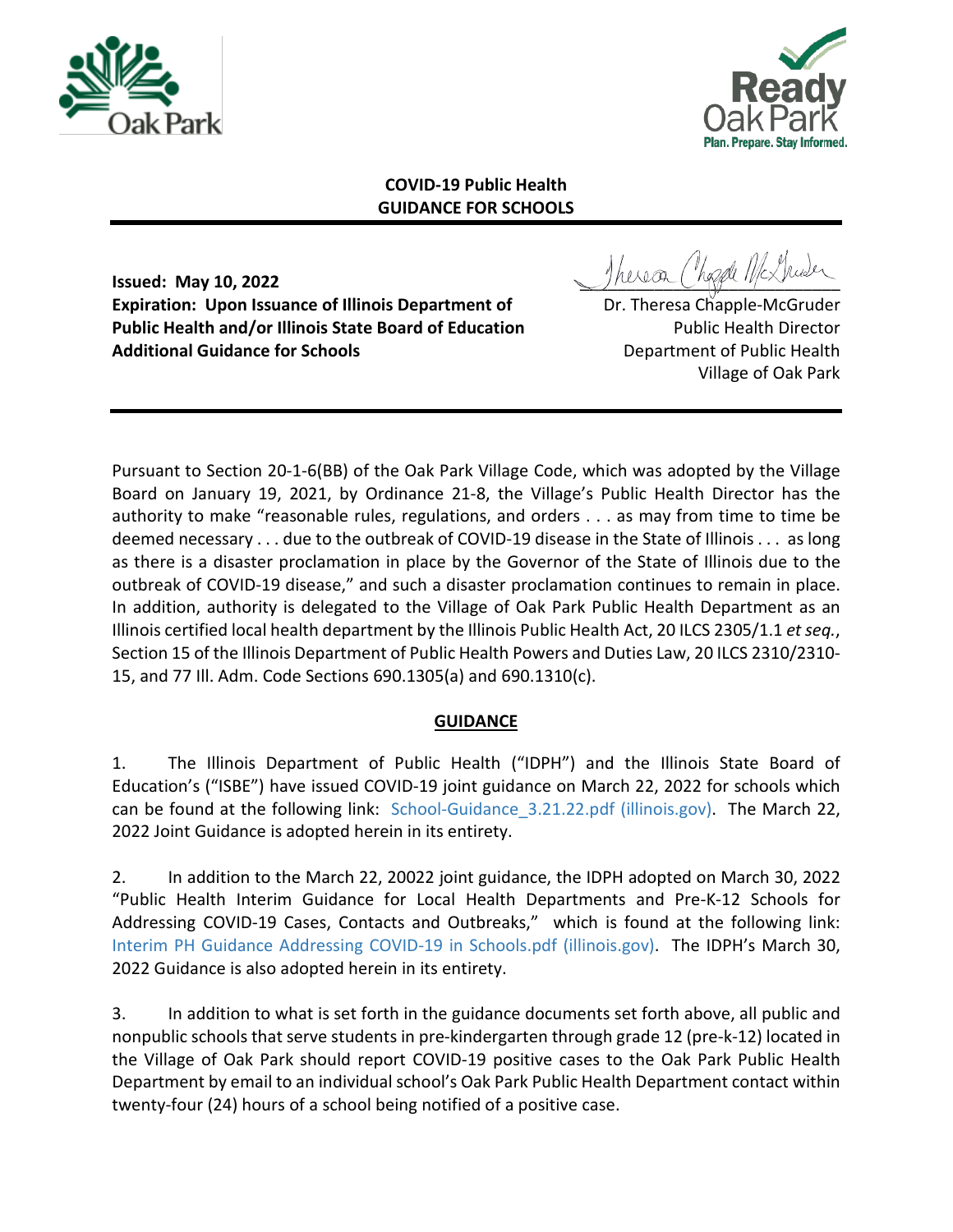**COVID-19 Public Health**
**GUIDANCE FOR SCHOOLS**

---

**Issued: May 10, 2022**
**Expiration: Upon Issuance of Illinois Department of Public Health and/or Illinois State Board of Education Additional Guidance for Schools**

Dr. Theresa Chapple-McGruder
Public Health Director
Department of Public Health
Village of Oak Park

---

Pursuant to Section 20-1-6(BB) of the Oak Park Village Code, which was adopted by the Village Board on January 19, 2021, by Ordinance 21-8, the Village's Public Health Director has the authority to make "reasonable rules, regulations, and orders . . . as may from time to time be deemed necessary . . . due to the outbreak of COVID-19 disease in the State of Illinois . . . as long as there is a disaster proclamation in place by the Governor of the State of Illinois due to the outbreak of COVID-19 disease," and such a disaster proclamation continues to remain in place. In addition, authority is delegated to the Village of Oak Park Public Health Department as an Illinois certified local health department by the Illinois Public Health Act, 20 ILCS 2305/1.1 *et seq.*, Section 15 of the Illinois Department of Public Health Powers and Duties Law, 20 ILCS 2310/2310-15, and 77 Ill. Adm. Code Sections 690.1305(a) and 690.1310(c).

## GUIDANCE

1. The Illinois Department of Public Health ("IDPH") and the Illinois State Board of Education's ("ISBE") have issued COVID-19 joint guidance on March 22, 2022 for schools which can be found at the following link: School-Guidance_3.21.22.pdf (illinois.gov). The March 22, 2022 Joint Guidance is adopted herein in its entirety.

2. In addition to the March 22, 20022 joint guidance, the IDPH adopted on March 30, 2022 "Public Health Interim Guidance for Local Health Departments and Pre-K-12 Schools for Addressing COVID-19 Cases, Contacts and Outbreaks," which is found at the following link: Interim PH Guidance Addressing COVID-19 in Schools.pdf (illinois.gov). The IDPH's March 30, 2022 Guidance is also adopted herein in its entirety.

3. In addition to what is set forth in the guidance documents set forth above, all public and nonpublic schools that serve students in pre-kindergarten through grade 12 (pre-k-12) located in the Village of Oak Park should report COVID-19 positive cases to the Oak Park Public Health Department by email to an individual school's Oak Park Public Health Department contact within twenty-four (24) hours of a school being notified of a positive case.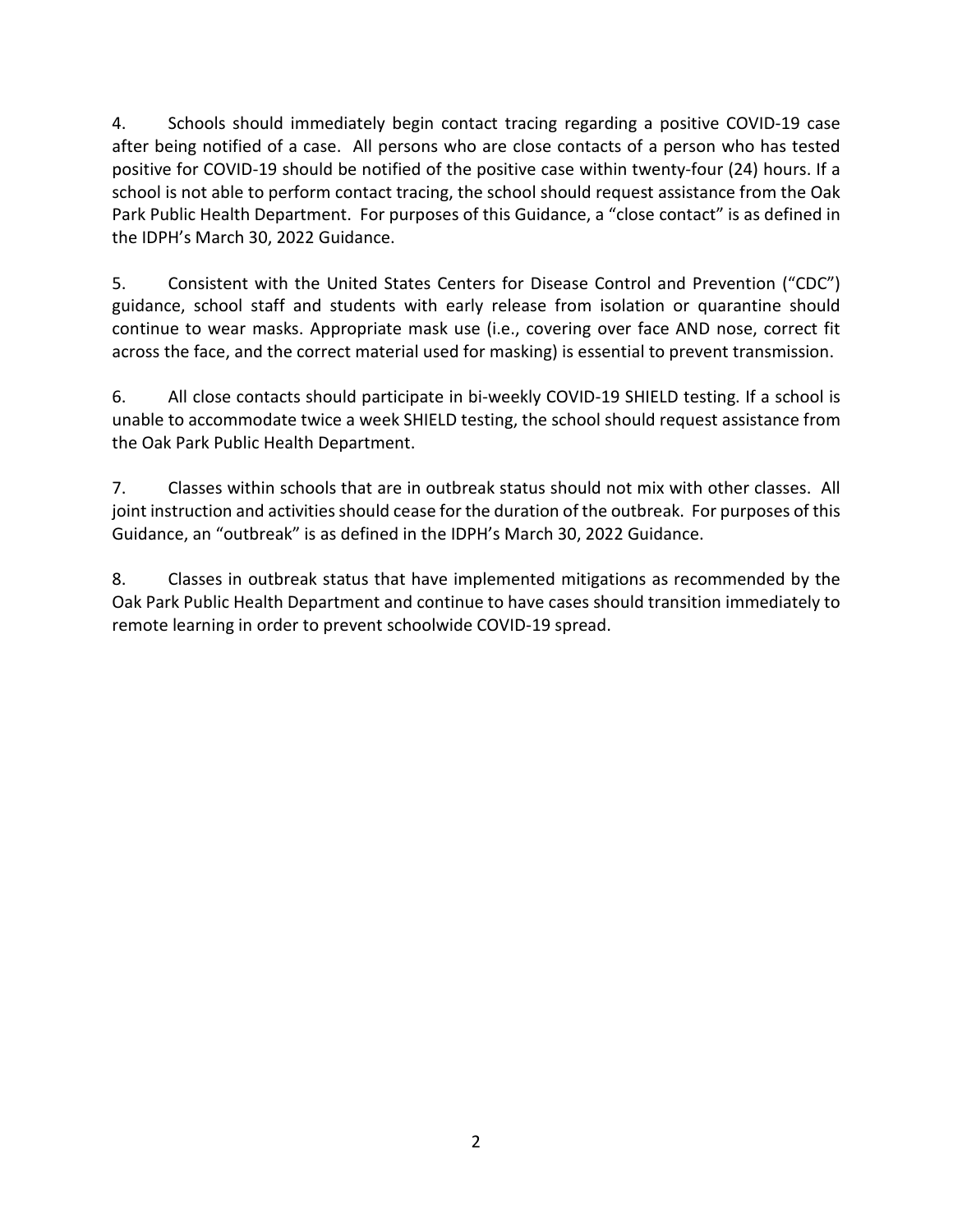4. Schools should immediately begin contact tracing regarding a positive COVID-19 case after being notified of a case. All persons who are close contacts of a person who has tested positive for COVID-19 should be notified of the positive case within twenty-four (24) hours. If a school is not able to perform contact tracing, the school should request assistance from the Oak Park Public Health Department. For purposes of this Guidance, a "close contact" is as defined in the IDPH's March 30, 2022 Guidance.

5. Consistent with the United States Centers for Disease Control and Prevention ("CDC") guidance, school staff and students with early release from isolation or quarantine should continue to wear masks. Appropriate mask use (i.e., covering over face AND nose, correct fit across the face, and the correct material used for masking) is essential to prevent transmission.

6. All close contacts should participate in bi-weekly COVID-19 SHIELD testing. If a school is unable to accommodate twice a week SHIELD testing, the school should request assistance from the Oak Park Public Health Department.

7. Classes within schools that are in outbreak status should not mix with other classes. All joint instruction and activities should cease for the duration of the outbreak. For purposes of this Guidance, an "outbreak" is as defined in the IDPH's March 30, 2022 Guidance.

8. Classes in outbreak status that have implemented mitigations as recommended by the Oak Park Public Health Department and continue to have cases should transition immediately to remote learning in order to prevent schoolwide COVID-19 spread.